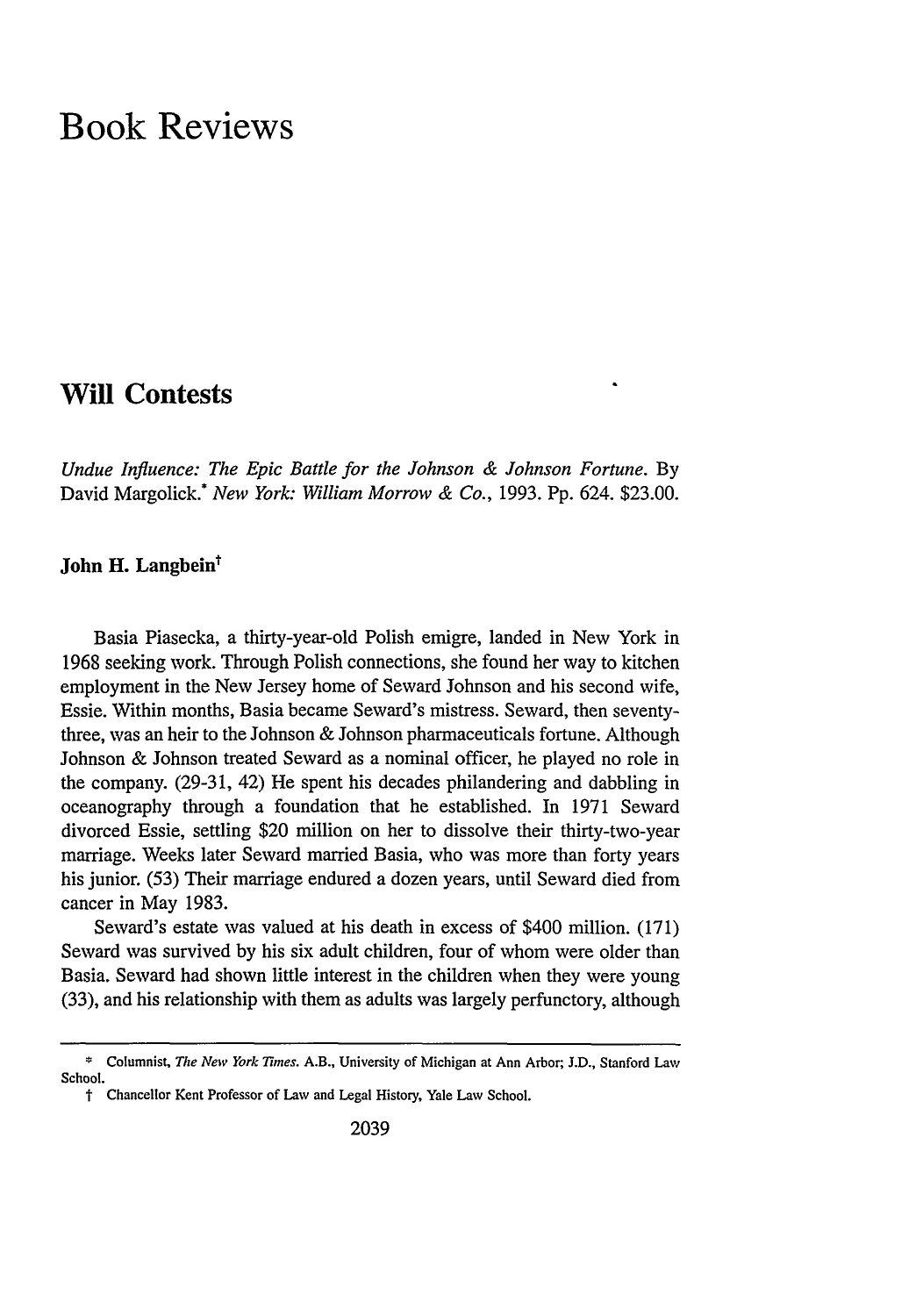# Book Reviews

## Will Contests

*Undue Influence: The Epic Battle for the Johnson & Johnson Fortune*. By David Margolick.* *New York: William Morrow & Co.*, 1993. Pp. 624. $23.00.

**John H. Langbein**†

Basia Piasecka, a thirty-year-old Polish emigre, landed in New York in 1968 seeking work. Through Polish connections, she found her way to kitchen employment in the New Jersey home of Seward Johnson and his second wife, Essie. Within months, Basia became Seward's mistress. Seward, then seventy-three, was an heir to the Johnson & Johnson pharmaceuticals fortune. Although Johnson & Johnson treated Seward as a nominal officer, he played no role in the company. (29-31, 42) He spent his decades philandering and dabbling in oceanography through a foundation that he established. In 1971 Seward divorced Essie, settling $20 million on her to dissolve their thirty-two-year marriage. Weeks later Seward married Basia, who was more than forty years his junior. (53) Their marriage endured a dozen years, until Seward died from cancer in May 1983.

Seward's estate was valued at his death in excess of $400 million. (171) Seward was survived by his six adult children, four of whom were older than Basia. Seward had shown little interest in the children when they were young (33), and his relationship with them as adults was largely perfunctory, although

---

\* Columnist, *The New York Times*. A.B., University of Michigan at Ann Arbor; J.D., Stanford Law School.

† Chancellor Kent Professor of Law and Legal History, Yale Law School.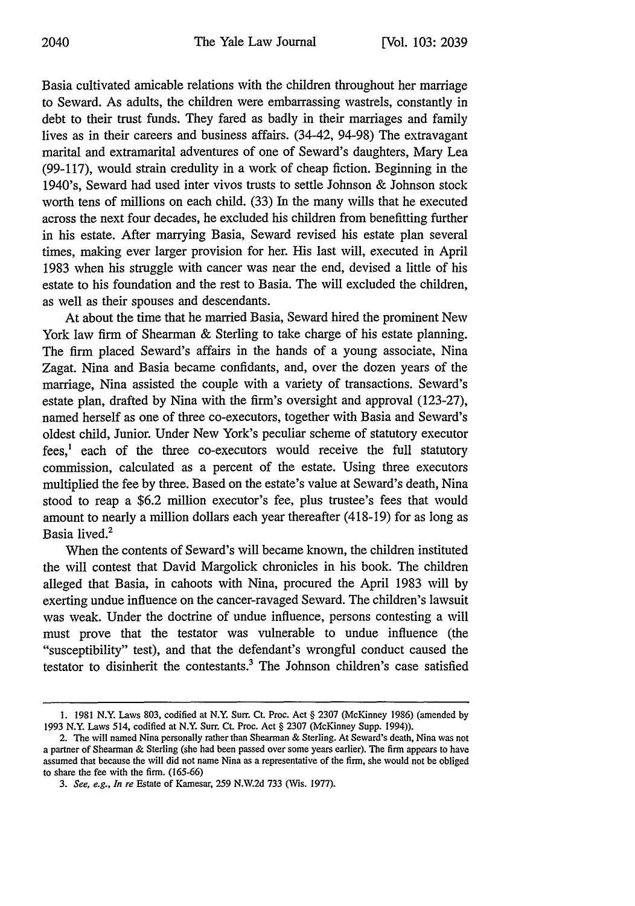Basia cultivated amicable relations with the children throughout her marriage to Seward. As adults, the children were embarrassing wastrels, constantly in debt to their trust funds. They fared as badly in their marriages and family lives as in their careers and business affairs. (34-42, 94-98) The extravagant marital and extramarital adventures of one of Seward's daughters, Mary Lea (99-117), would strain credulity in a work of cheap fiction. Beginning in the 1940's, Seward had used inter vivos trusts to settle Johnson & Johnson stock worth tens of millions on each child. (33) In the many wills that he executed across the next four decades, he excluded his children from benefitting further in his estate. After marrying Basia, Seward revised his estate plan several times, making ever larger provision for her. His last will, executed in April 1983 when his struggle with cancer was near the end, devised a little of his estate to his foundation and the rest to Basia. The will excluded the children, as well as their spouses and descendants.

At about the time that he married Basia, Seward hired the prominent New York law firm of Shearman & Sterling to take charge of his estate planning. The firm placed Seward's affairs in the hands of a young associate, Nina Zagat. Nina and Basia became confidants, and, over the dozen years of the marriage, Nina assisted the couple with a variety of transactions. Seward's estate plan, drafted by Nina with the firm's oversight and approval (123-27), named herself as one of three co-executors, together with Basia and Seward's oldest child, Junior. Under New York's peculiar scheme of statutory executor fees,[1] each of the three co-executors would receive the full statutory commission, calculated as a percent of the estate. Using three executors multiplied the fee by three. Based on the estate's value at Seward's death, Nina stood to reap a $6.2 million executor's fee, plus trustee's fees that would amount to nearly a million dollars each year thereafter (418-19) for as long as Basia lived.[2]

When the contents of Seward's will became known, the children instituted the will contest that David Margolick chronicles in his book. The children alleged that Basia, in cahoots with Nina, procured the April 1983 will by exerting undue influence on the cancer-ravaged Seward. The children's lawsuit was weak. Under the doctrine of undue influence, persons contesting a will must prove that the testator was vulnerable to undue influence (the "susceptibility" test), and that the defendant's wrongful conduct caused the testator to disinherit the contestants.[3] The Johnson children's case satisfied

---

1. 1981 N.Y. Laws 803, codified at N.Y. Surr. Ct. Proc. Act § 2307 (McKinney 1986) (amended by 1993 N.Y. Laws 514, codified at N.Y. Surr. Ct. Proc. Act § 2307 (McKinney Supp. 1994)).

2. The will named Nina personally rather than Shearman & Sterling. At Seward's death, Nina was not a partner of Shearman & Sterling (she had been passed over some years earlier). The firm appears to have assumed that because the will did not name Nina as a representative of the firm, she would not be obliged to share the fee with the firm. (165-66)

3. *See, e.g., In re* Estate of Kamesar, 259 N.W.2d 733 (Wis. 1977).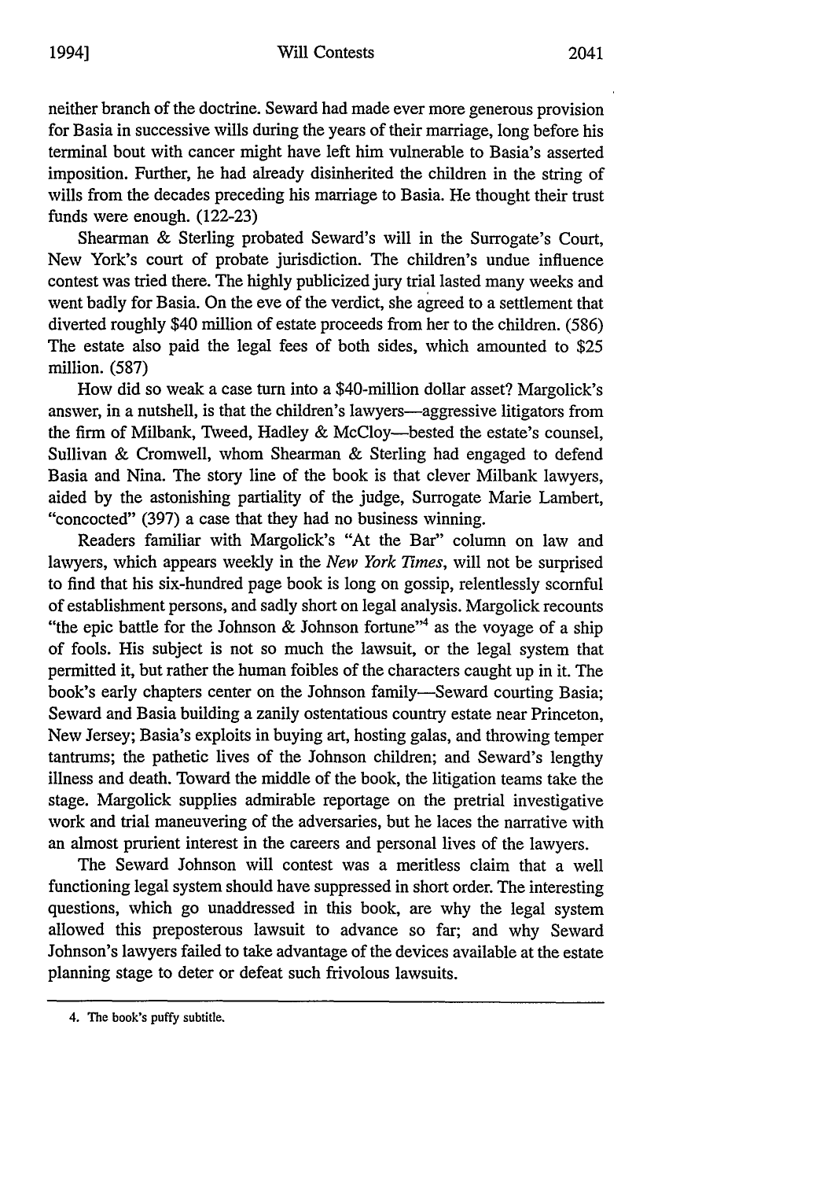neither branch of the doctrine. Seward had made ever more generous provision for Basia in successive wills during the years of their marriage, long before his terminal bout with cancer might have left him vulnerable to Basia's asserted imposition. Further, he had already disinherited the children in the string of wills from the decades preceding his marriage to Basia. He thought their trust funds were enough. (122-23)

Shearman & Sterling probated Seward's will in the Surrogate's Court, New York's court of probate jurisdiction. The children's undue influence contest was tried there. The highly publicized jury trial lasted many weeks and went badly for Basia. On the eve of the verdict, she agreed to a settlement that diverted roughly $40 million of estate proceeds from her to the children. (586) The estate also paid the legal fees of both sides, which amounted to $25 million. (587)

How did so weak a case turn into a $40-million dollar asset? Margolick's answer, in a nutshell, is that the children's lawyers—aggressive litigators from the firm of Milbank, Tweed, Hadley & McCloy—bested the estate's counsel, Sullivan & Cromwell, whom Shearman & Sterling had engaged to defend Basia and Nina. The story line of the book is that clever Milbank lawyers, aided by the astonishing partiality of the judge, Surrogate Marie Lambert, "concocted" (397) a case that they had no business winning.

Readers familiar with Margolick's "At the Bar" column on law and lawyers, which appears weekly in the *New York Times*, will not be surprised to find that his six-hundred page book is long on gossip, relentlessly scornful of establishment persons, and sadly short on legal analysis. Margolick recounts "the epic battle for the Johnson & Johnson fortune"[4] as the voyage of a ship of fools. His subject is not so much the lawsuit, or the legal system that permitted it, but rather the human foibles of the characters caught up in it. The book's early chapters center on the Johnson family—Seward courting Basia; Seward and Basia building a zanily ostentatious country estate near Princeton, New Jersey; Basia's exploits in buying art, hosting galas, and throwing temper tantrums; the pathetic lives of the Johnson children; and Seward's lengthy illness and death. Toward the middle of the book, the litigation teams take the stage. Margolick supplies admirable reportage on the pretrial investigative work and trial maneuvering of the adversaries, but he laces the narrative with an almost prurient interest in the careers and personal lives of the lawyers.

The Seward Johnson will contest was a meritless claim that a well functioning legal system should have suppressed in short order. The interesting questions, which go unaddressed in this book, are why the legal system allowed this preposterous lawsuit to advance so far; and why Seward Johnson's lawyers failed to take advantage of the devices available at the estate planning stage to deter or defeat such frivolous lawsuits.

---

4. The book's puffy subtitle.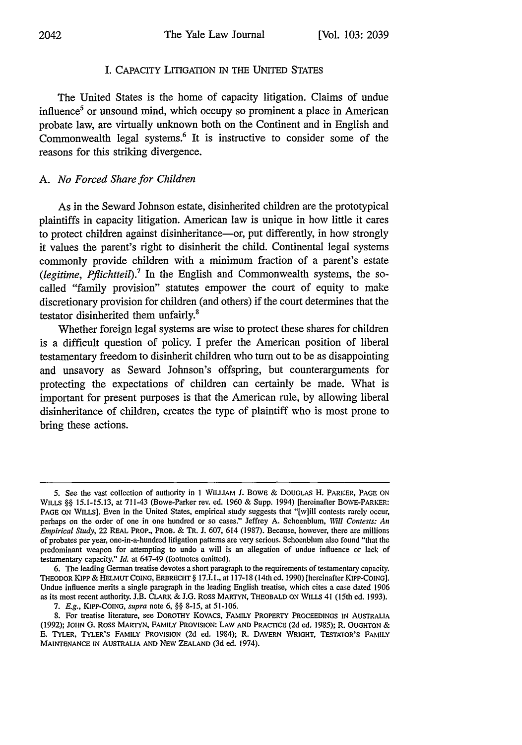## I. CAPACITY LITIGATION IN THE UNITED STATES

The United States is the home of capacity litigation. Claims of undue influence[5] or unsound mind, which occupy so prominent a place in American probate law, are virtually unknown both on the Continent and in English and Commonwealth legal systems.[6] It is instructive to consider some of the reasons for this striking divergence.

### A. *No Forced Share for Children*

As in the Seward Johnson estate, disinherited children are the prototypical plaintiffs in capacity litigation. American law is unique in how little it cares to protect children against disinheritance—or, put differently, in how strongly it values the parent's right to disinherit the child. Continental legal systems commonly provide children with a minimum fraction of a parent's estate (*legitime*, *Pflichtteil*).[7] In the English and Commonwealth systems, the so-called "family provision" statutes empower the court of equity to make discretionary provision for children (and others) if the court determines that the testator disinherited them unfairly.[8]

Whether foreign legal systems are wise to protect these shares for children is a difficult question of policy. I prefer the American position of liberal testamentary freedom to disinherit children who turn out to be as disappointing and unsavory as Seward Johnson's offspring, but counterarguments for protecting the expectations of children can certainly be made. What is important for present purposes is that the American rule, by allowing liberal disinheritance of children, creates the type of plaintiff who is most prone to bring these actions.

---

5. See the vast collection of authority in 1 WILLIAM J. BOWE & DOUGLAS H. PARKER, PAGE ON WILLS §§ 15.1-15.13, at 711-43 (Bowe-Parker rev. ed. 1960 & Supp. 1994) [hereinafter BOWE-PARKER: PAGE ON WILLS]. Even in the United States, empirical study suggests that "[w]ill contests rarely occur, perhaps on the order of one in one hundred or so cases." Jeffrey A. Schoenblum, *Will Contests: An Empirical Study*, 22 REAL PROP., PROB. & TR. J. 607, 614 (1987). Because, however, there are millions of probates per year, one-in-a-hundred litigation patterns are very serious. Schoenblum also found "that the predominant weapon for attempting to undo a will is an allegation of undue influence or lack of testamentary capacity." *Id.* at 647-49 (footnotes omitted).

6. The leading German treatise devotes a short paragraph to the requirements of testamentary capacity. THEODOR KIPP & HELMUT COING, ERBRECHT § 17.I.1., at 117-18 (14th ed. 1990) [hereinafter KIPP-COING]. Undue influence merits a single paragraph in the leading English treatise, which cites a case dated 1906 as its most recent authority. J.B. CLARK & J.G. ROSS MARTYN, THEOBALD ON WILLS 41 (15th ed. 1993).

7. *E.g.*, KIPP-COING, *supra* note 6, §§ 8-15, at 51-106.

8. For treatise literature, see DOROTHY KOVACS, FAMILY PROPERTY PROCEEDINGS IN AUSTRALIA (1992); JOHN G. ROSS MARTYN, FAMILY PROVISION: LAW AND PRACTICE (2d ed. 1985); R. OUGHTON & E. TYLER, TYLER'S FAMILY PROVISION (2d ed. 1984); R. DAVERN WRIGHT, TESTATOR'S FAMILY MAINTENANCE IN AUSTRALIA AND NEW ZEALAND (3d ed. 1974).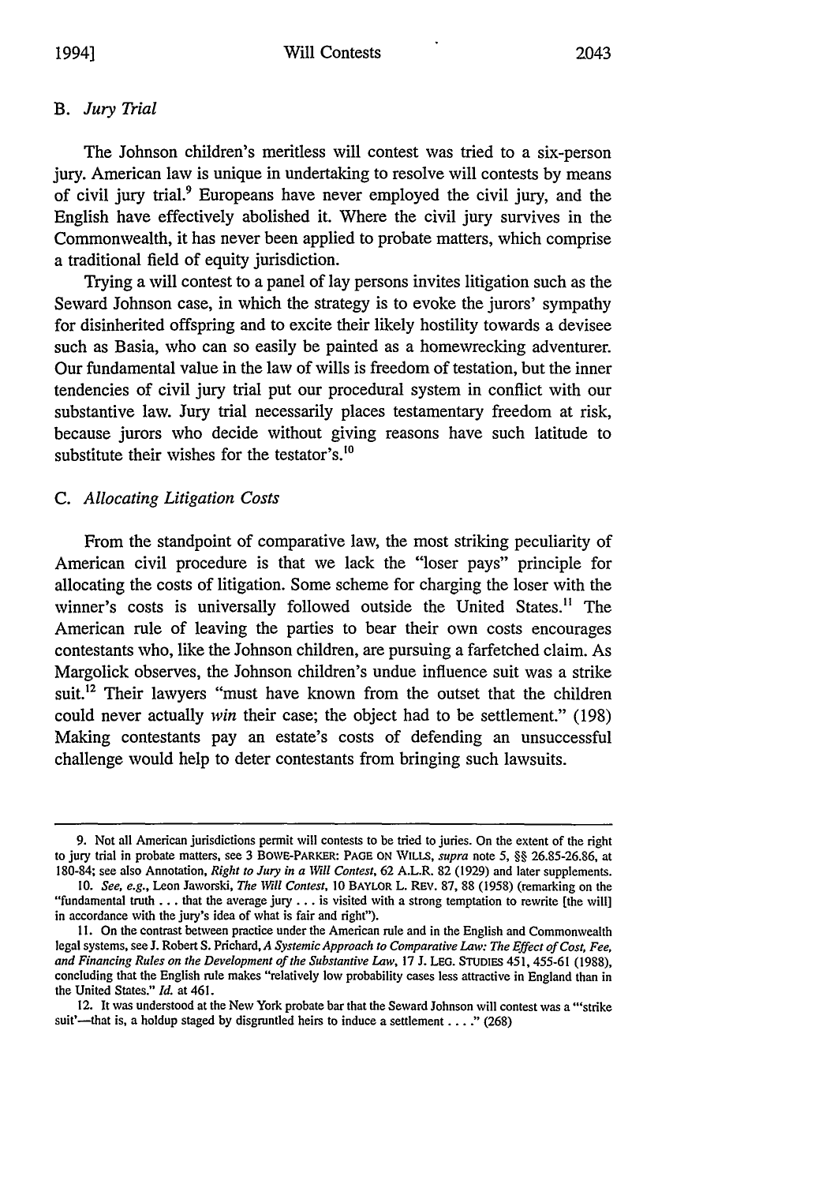### B. *Jury Trial*

The Johnson children's meritless will contest was tried to a six-person jury. American law is unique in undertaking to resolve will contests by means of civil jury trial.[9] Europeans have never employed the civil jury, and the English have effectively abolished it. Where the civil jury survives in the Commonwealth, it has never been applied to probate matters, which comprise a traditional field of equity jurisdiction.

Trying a will contest to a panel of lay persons invites litigation such as the Seward Johnson case, in which the strategy is to evoke the jurors' sympathy for disinherited offspring and to excite their likely hostility towards a devisee such as Basia, who can so easily be painted as a homewrecking adventurer. Our fundamental value in the law of wills is freedom of testation, but the inner tendencies of civil jury trial put our procedural system in conflict with our substantive law. Jury trial necessarily places testamentary freedom at risk, because jurors who decide without giving reasons have such latitude to substitute their wishes for the testator's.[10]

### C. *Allocating Litigation Costs*

From the standpoint of comparative law, the most striking peculiarity of American civil procedure is that we lack the "loser pays" principle for allocating the costs of litigation. Some scheme for charging the loser with the winner's costs is universally followed outside the United States.[11] The American rule of leaving the parties to bear their own costs encourages contestants who, like the Johnson children, are pursuing a farfetched claim. As Margolick observes, the Johnson children's undue influence suit was a strike suit.[12] Their lawyers "must have known from the outset that the children could never actually *win* their case; the object had to be settlement." (198) Making contestants pay an estate's costs of defending an unsuccessful challenge would help to deter contestants from bringing such lawsuits.

---

9. Not all American jurisdictions permit will contests to be tried to juries. On the extent of the right to jury trial in probate matters, see 3 BOWE-PARKER: PAGE ON WILLS, *supra* note 5, §§ 26.85-26.86, at 180-84; see also Annotation, *Right to Jury in a Will Contest*, 62 A.L.R. 82 (1929) and later supplements.

10. *See, e.g.*, Leon Jaworski, *The Will Contest*, 10 BAYLOR L. REV. 87, 88 (1958) (remarking on the "fundamental truth . . . that the average jury . . . is visited with a strong temptation to rewrite [the will] in accordance with the jury's idea of what is fair and right").

11. On the contrast between practice under the American rule and in the English and Commonwealth legal systems, see J. Robert S. Prichard, *A Systemic Approach to Comparative Law: The Effect of Cost, Fee, and Financing Rules on the Development of the Substantive Law*, 17 J. LEG. STUDIES 451, 455-61 (1988), concluding that the English rule makes "relatively low probability cases less attractive in England than in the United States." *Id.* at 461.

12. It was understood at the New York probate bar that the Seward Johnson will contest was a "'strike suit'—that is, a holdup staged by disgruntled heirs to induce a settlement . . . ." (268)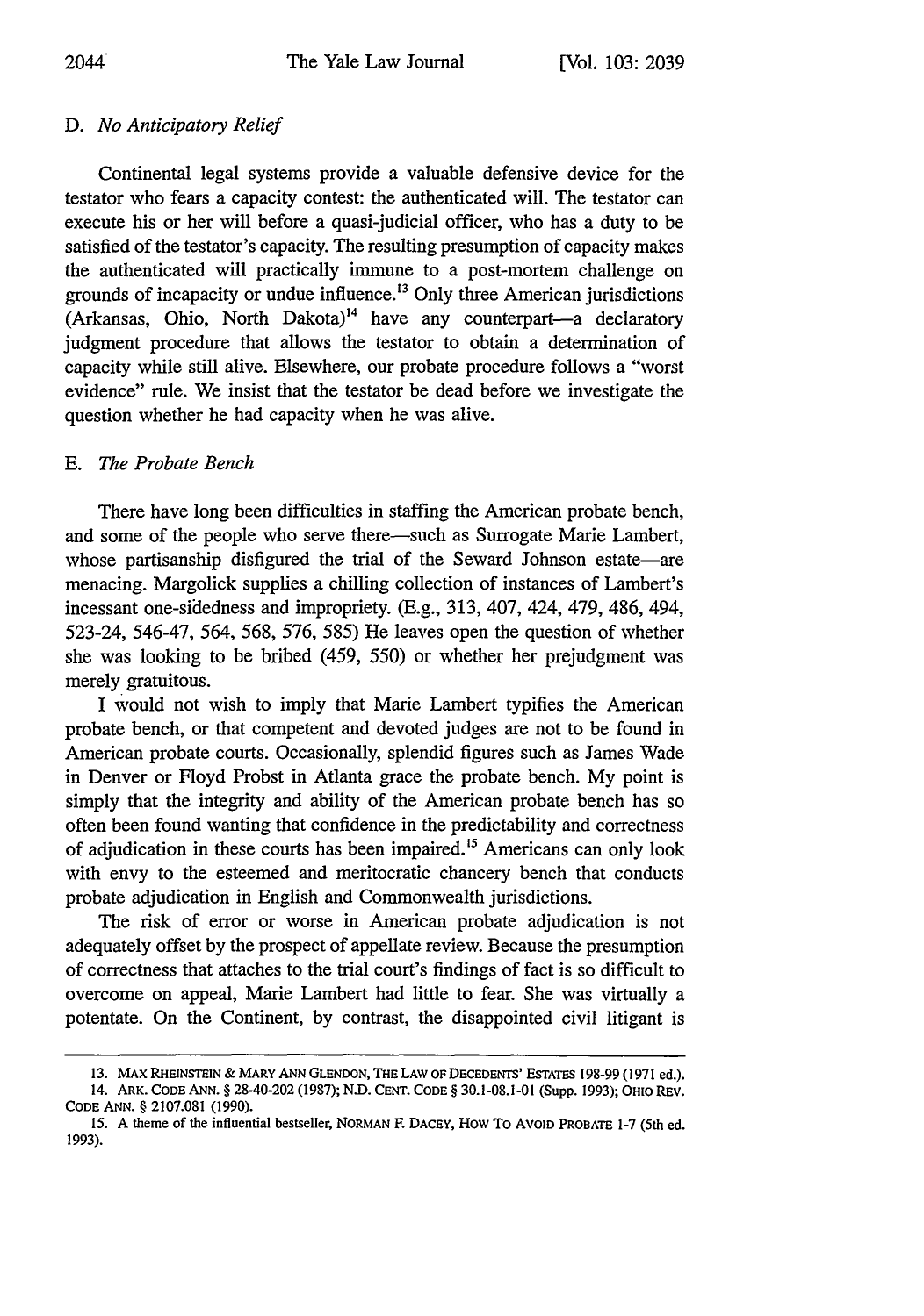### D. *No Anticipatory Relief*

Continental legal systems provide a valuable defensive device for the testator who fears a capacity contest: the authenticated will. The testator can execute his or her will before a quasi-judicial officer, who has a duty to be satisfied of the testator's capacity. The resulting presumption of capacity makes the authenticated will practically immune to a post-mortem challenge on grounds of incapacity or undue influence.[13] Only three American jurisdictions (Arkansas, Ohio, North Dakota)[14] have any counterpart—a declaratory judgment procedure that allows the testator to obtain a determination of capacity while still alive. Elsewhere, our probate procedure follows a "worst evidence" rule. We insist that the testator be dead before we investigate the question whether he had capacity when he was alive.

### E. *The Probate Bench*

There have long been difficulties in staffing the American probate bench, and some of the people who serve there—such as Surrogate Marie Lambert, whose partisanship disfigured the trial of the Seward Johnson estate—are menacing. Margolick supplies a chilling collection of instances of Lambert's incessant one-sidedness and impropriety. (E.g., 313, 407, 424, 479, 486, 494, 523-24, 546-47, 564, 568, 576, 585) He leaves open the question of whether she was looking to be bribed (459, 550) or whether her prejudgment was merely gratuitous.

I would not wish to imply that Marie Lambert typifies the American probate bench, or that competent and devoted judges are not to be found in American probate courts. Occasionally, splendid figures such as James Wade in Denver or Floyd Probst in Atlanta grace the probate bench. My point is simply that the integrity and ability of the American probate bench has so often been found wanting that confidence in the predictability and correctness of adjudication in these courts has been impaired.[15] Americans can only look with envy to the esteemed and meritocratic chancery bench that conducts probate adjudication in English and Commonwealth jurisdictions.

The risk of error or worse in American probate adjudication is not adequately offset by the prospect of appellate review. Because the presumption of correctness that attaches to the trial court's findings of fact is so difficult to overcome on appeal, Marie Lambert had little to fear. She was virtually a potentate. On the Continent, by contrast, the disappointed civil litigant is

---

13. MAX RHEINSTEIN & MARY ANN GLENDON, THE LAW OF DECEDENTS' ESTATES 198-99 (1971 ed.).

14. ARK. CODE ANN. § 28-40-202 (1987); N.D. CENT. CODE § 30.1-08.1-01 (Supp. 1993); OHIO REV. CODE ANN. § 2107.081 (1990).

15. A theme of the influential bestseller, NORMAN F. DACEY, HOW TO AVOID PROBATE 1-7 (5th ed. 1993).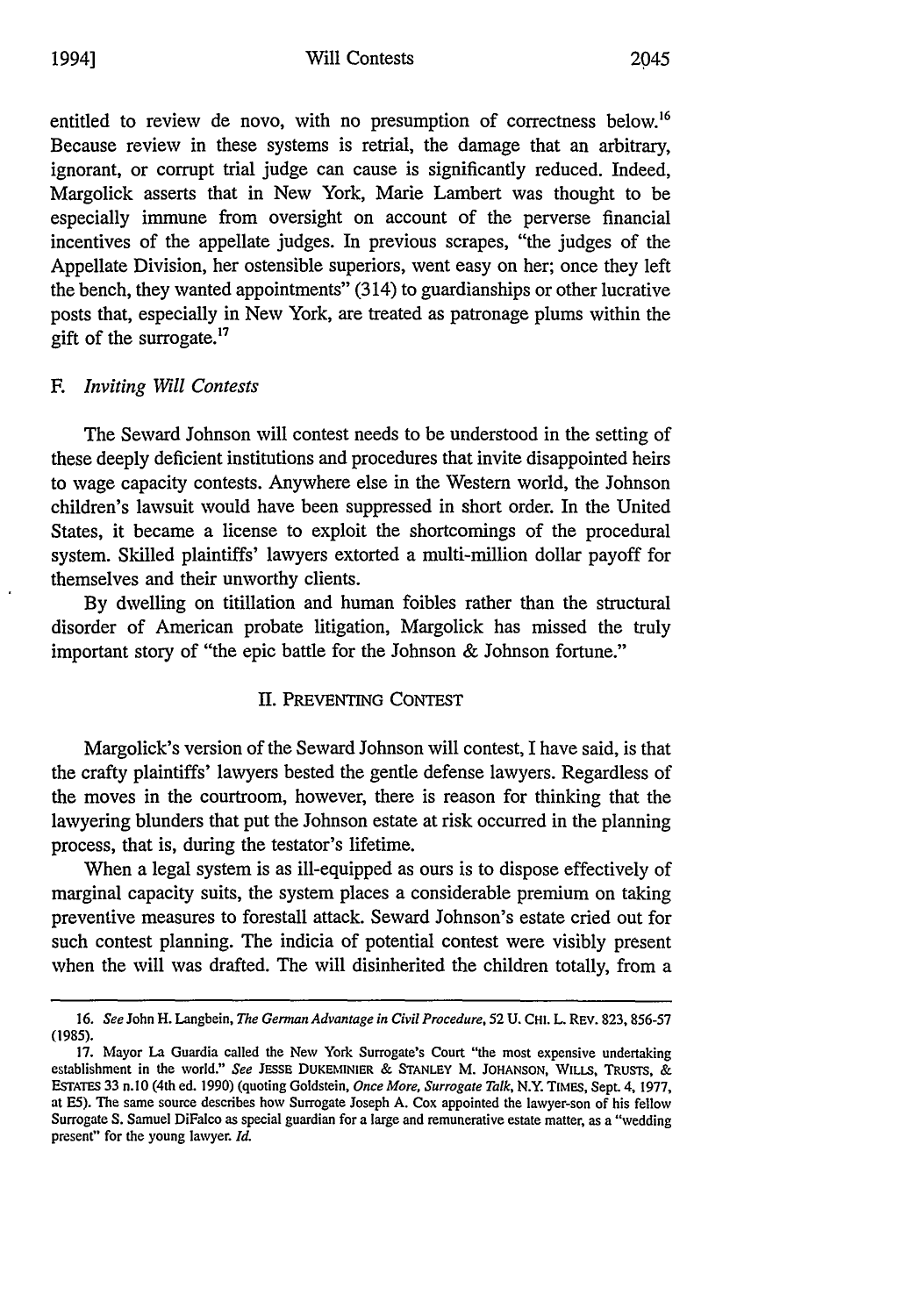entitled to review de novo, with no presumption of correctness below.[16] Because review in these systems is retrial, the damage that an arbitrary, ignorant, or corrupt trial judge can cause is significantly reduced. Indeed, Margolick asserts that in New York, Marie Lambert was thought to be especially immune from oversight on account of the perverse financial incentives of the appellate judges. In previous scrapes, "the judges of the Appellate Division, her ostensible superiors, went easy on her; once they left the bench, they wanted appointments" (314) to guardianships or other lucrative posts that, especially in New York, are treated as patronage plums within the gift of the surrogate.[17]

### F. *Inviting Will Contests*

The Seward Johnson will contest needs to be understood in the setting of these deeply deficient institutions and procedures that invite disappointed heirs to wage capacity contests. Anywhere else in the Western world, the Johnson children's lawsuit would have been suppressed in short order. In the United States, it became a license to exploit the shortcomings of the procedural system. Skilled plaintiffs' lawyers extorted a multi-million dollar payoff for themselves and their unworthy clients.

By dwelling on titillation and human foibles rather than the structural disorder of American probate litigation, Margolick has missed the truly important story of "the epic battle for the Johnson & Johnson fortune."

## II. PREVENTING CONTEST

Margolick's version of the Seward Johnson will contest, I have said, is that the crafty plaintiffs' lawyers bested the gentle defense lawyers. Regardless of the moves in the courtroom, however, there is reason for thinking that the lawyering blunders that put the Johnson estate at risk occurred in the planning process, that is, during the testator's lifetime.

When a legal system is as ill-equipped as ours is to dispose effectively of marginal capacity suits, the system places a considerable premium on taking preventive measures to forestall attack. Seward Johnson's estate cried out for such contest planning. The indicia of potential contest were visibly present when the will was drafted. The will disinherited the children totally, from a

---

16. *See* John H. Langbein, *The German Advantage in Civil Procedure*, 52 U. CHI. L. REV. 823, 856-57 (1985).

17. Mayor La Guardia called the New York Surrogate's Court "the most expensive undertaking establishment in the world." *See* JESSE DUKEMINIER & STANLEY M. JOHANSON, WILLS, TRUSTS, & ESTATES 33 n.10 (4th ed. 1990) (quoting Goldstein, *Once More, Surrogate Talk*, N.Y. TIMES, Sept. 4, 1977, at E5). The same source describes how Surrogate Joseph A. Cox appointed the lawyer-son of his fellow Surrogate S. Samuel DiFalco as special guardian for a large and remunerative estate matter, as a "wedding present" for the young lawyer. *Id.*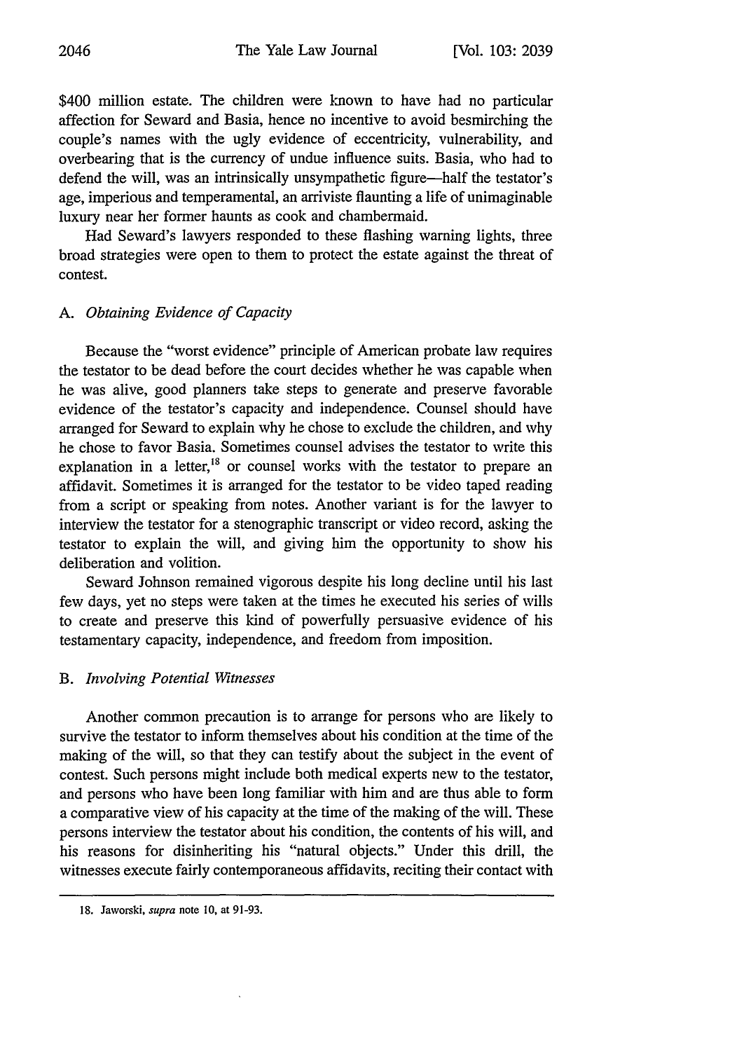$400 million estate. The children were known to have had no particular affection for Seward and Basia, hence no incentive to avoid besmirching the couple's names with the ugly evidence of eccentricity, vulnerability, and overbearing that is the currency of undue influence suits. Basia, who had to defend the will, was an intrinsically unsympathetic figure—half the testator's age, imperious and temperamental, an arriviste flaunting a life of unimaginable luxury near her former haunts as cook and chambermaid.

Had Seward's lawyers responded to these flashing warning lights, three broad strategies were open to them to protect the estate against the threat of contest.

### A. *Obtaining Evidence of Capacity*

Because the "worst evidence" principle of American probate law requires the testator to be dead before the court decides whether he was capable when he was alive, good planners take steps to generate and preserve favorable evidence of the testator's capacity and independence. Counsel should have arranged for Seward to explain why he chose to exclude the children, and why he chose to favor Basia. Sometimes counsel advises the testator to write this explanation in a letter,[18] or counsel works with the testator to prepare an affidavit. Sometimes it is arranged for the testator to be video taped reading from a script or speaking from notes. Another variant is for the lawyer to interview the testator for a stenographic transcript or video record, asking the testator to explain the will, and giving him the opportunity to show his deliberation and volition.

Seward Johnson remained vigorous despite his long decline until his last few days, yet no steps were taken at the times he executed his series of wills to create and preserve this kind of powerfully persuasive evidence of his testamentary capacity, independence, and freedom from imposition.

### B. *Involving Potential Witnesses*

Another common precaution is to arrange for persons who are likely to survive the testator to inform themselves about his condition at the time of the making of the will, so that they can testify about the subject in the event of contest. Such persons might include both medical experts new to the testator, and persons who have been long familiar with him and are thus able to form a comparative view of his capacity at the time of the making of the will. These persons interview the testator about his condition, the contents of his will, and his reasons for disinheriting his "natural objects." Under this drill, the witnesses execute fairly contemporaneous affidavits, reciting their contact with

---

18. Jaworski, *supra* note 10, at 91-93.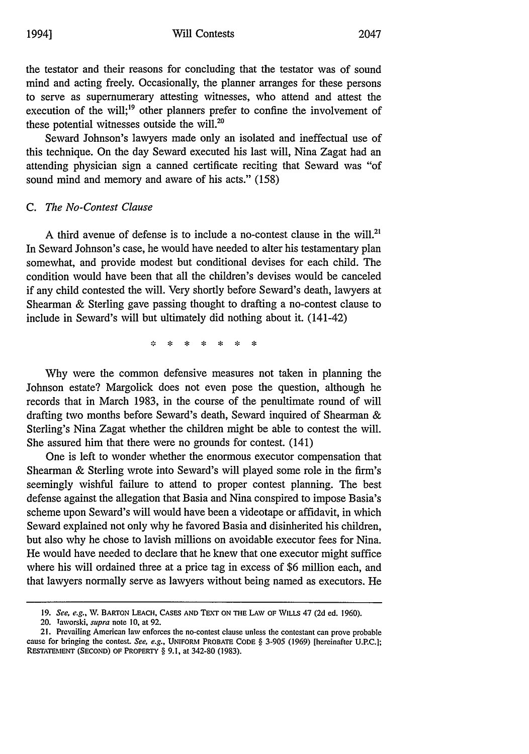the testator and their reasons for concluding that the testator was of sound mind and acting freely. Occasionally, the planner arranges for these persons to serve as supernumerary attesting witnesses, who attend and attest the execution of the will;[19] other planners prefer to confine the involvement of these potential witnesses outside the will.[20]

Seward Johnson's lawyers made only an isolated and ineffectual use of this technique. On the day Seward executed his last will, Nina Zagat had an attending physician sign a canned certificate reciting that Seward was "of sound mind and memory and aware of his acts." (158)

### C. *The No-Contest Clause*

A third avenue of defense is to include a no-contest clause in the will.[21] In Seward Johnson's case, he would have needed to alter his testamentary plan somewhat, and provide modest but conditional devises for each child. The condition would have been that all the children's devises would be canceled if any child contested the will. Very shortly before Seward's death, lawyers at Shearman & Sterling gave passing thought to drafting a no-contest clause to include in Seward's will but ultimately did nothing about it. (141-42)

\* \* \* \* \* \* \*

Why were the common defensive measures not taken in planning the Johnson estate? Margolick does not even pose the question, although he records that in March 1983, in the course of the penultimate round of will drafting two months before Seward's death, Seward inquired of Shearman & Sterling's Nina Zagat whether the children might be able to contest the will. She assured him that there were no grounds for contest. (141)

One is left to wonder whether the enormous executor compensation that Shearman & Sterling wrote into Seward's will played some role in the firm's seemingly wishful failure to attend to proper contest planning. The best defense against the allegation that Basia and Nina conspired to impose Basia's scheme upon Seward's will would have been a videotape or affidavit, in which Seward explained not only why he favored Basia and disinherited his children, but also why he chose to lavish millions on avoidable executor fees for Nina. He would have needed to declare that he knew that one executor might suffice where his will ordained three at a price tag in excess of $6 million each, and that lawyers normally serve as lawyers without being named as executors. He

---

19. *See, e.g.*, W. BARTON LEACH, CASES AND TEXT ON THE LAW OF WILLS 47 (2d ed. 1960).

20. Jaworski, *supra* note 10, at 92.

21. Prevailing American law enforces the no-contest clause unless the contestant can prove probable cause for bringing the contest. *See, e.g.*, UNIFORM PROBATE CODE § 3-905 (1969) [hereinafter U.P.C.]; RESTATEMENT (SECOND) OF PROPERTY § 9.1, at 342-80 (1983).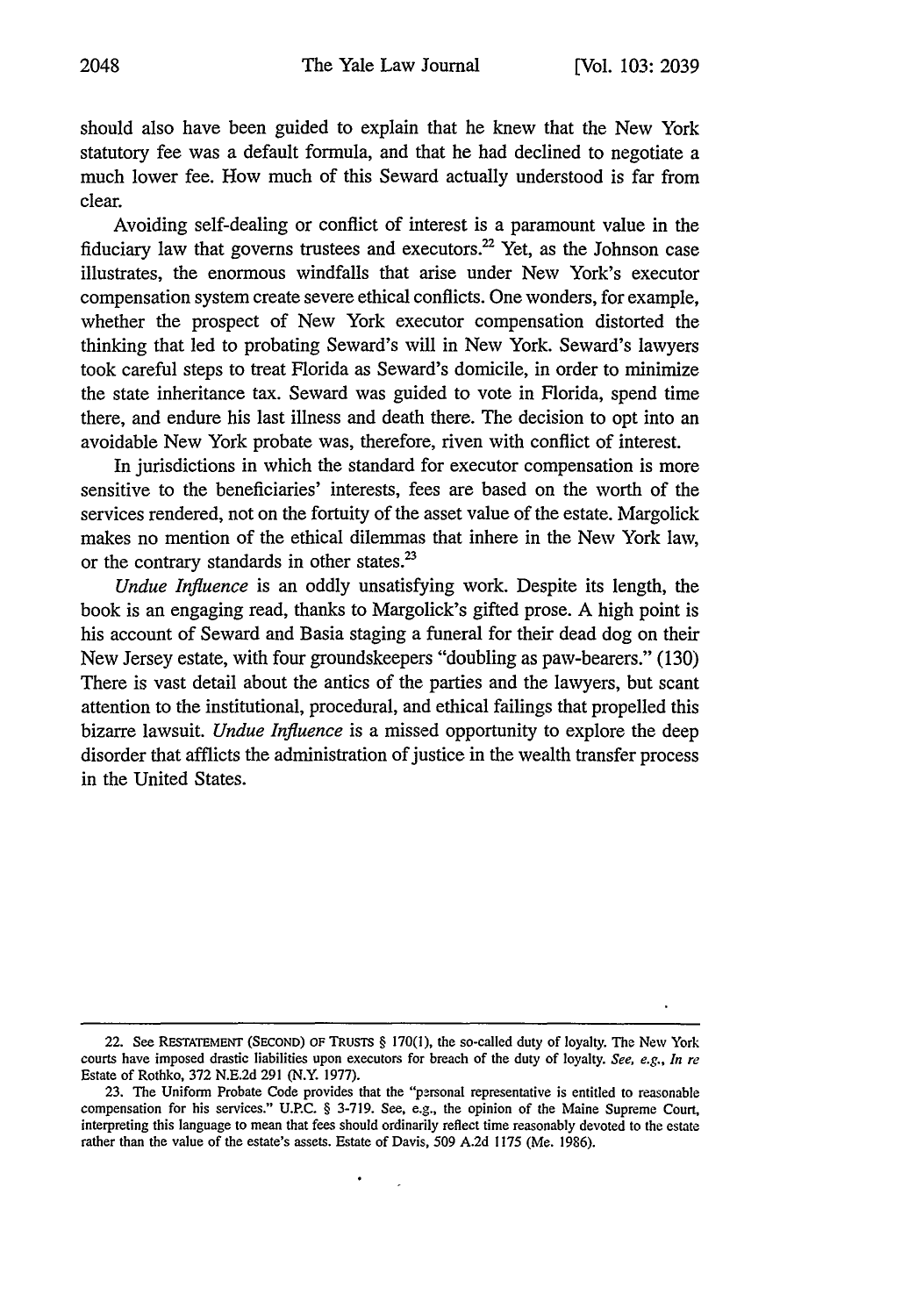should also have been guided to explain that he knew that the New York statutory fee was a default formula, and that he had declined to negotiate a much lower fee. How much of this Seward actually understood is far from clear.

Avoiding self-dealing or conflict of interest is a paramount value in the fiduciary law that governs trustees and executors.[22] Yet, as the Johnson case illustrates, the enormous windfalls that arise under New York's executor compensation system create severe ethical conflicts. One wonders, for example, whether the prospect of New York executor compensation distorted the thinking that led to probating Seward's will in New York. Seward's lawyers took careful steps to treat Florida as Seward's domicile, in order to minimize the state inheritance tax. Seward was guided to vote in Florida, spend time there, and endure his last illness and death there. The decision to opt into an avoidable New York probate was, therefore, riven with conflict of interest.

In jurisdictions in which the standard for executor compensation is more sensitive to the beneficiaries' interests, fees are based on the worth of the services rendered, not on the fortuity of the asset value of the estate. Margolick makes no mention of the ethical dilemmas that inhere in the New York law, or the contrary standards in other states.[23]

*Undue Influence* is an oddly unsatisfying work. Despite its length, the book is an engaging read, thanks to Margolick's gifted prose. A high point is his account of Seward and Basia staging a funeral for their dead dog on their New Jersey estate, with four groundskeepers "doubling as paw-bearers." (130) There is vast detail about the antics of the parties and the lawyers, but scant attention to the institutional, procedural, and ethical failings that propelled this bizarre lawsuit. *Undue Influence* is a missed opportunity to explore the deep disorder that afflicts the administration of justice in the wealth transfer process in the United States.

---

22. See RESTATEMENT (SECOND) OF TRUSTS § 170(1), the so-called duty of loyalty. The New York courts have imposed drastic liabilities upon executors for breach of the duty of loyalty. *See, e.g.*, *In re* Estate of Rothko, 372 N.E.2d 291 (N.Y. 1977).

23. The Uniform Probate Code provides that the "personal representative is entitled to reasonable compensation for his services." U.P.C. § 3-719. See, e.g., the opinion of the Maine Supreme Court, interpreting this language to mean that fees should ordinarily reflect time reasonably devoted to the estate rather than the value of the estate's assets. Estate of Davis, 509 A.2d 1175 (Me. 1986).